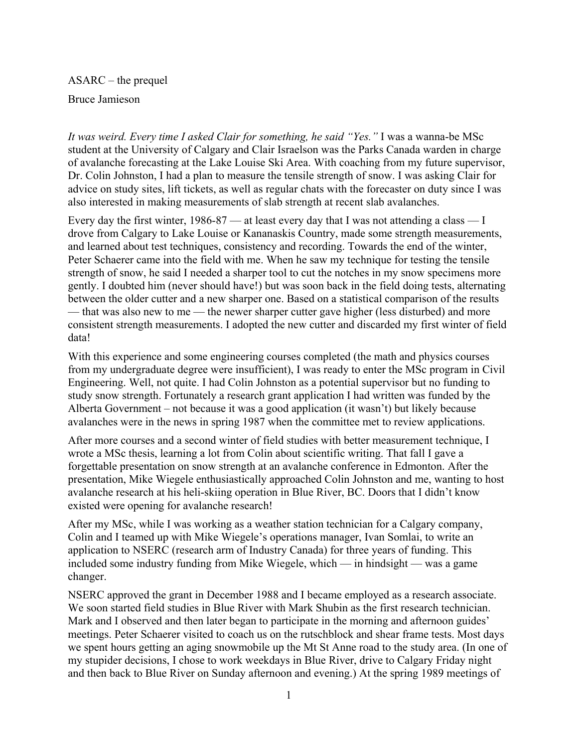ASARC – the prequel

Bruce Jamieson

*It was weird. Every time I asked Clair for something, he said "Yes."* I was a wanna-be MSc student at the University of Calgary and Clair Israelson was the Parks Canada warden in charge of avalanche forecasting at the Lake Louise Ski Area. With coaching from my future supervisor, Dr. Colin Johnston, I had a plan to measure the tensile strength of snow. I was asking Clair for advice on study sites, lift tickets, as well as regular chats with the forecaster on duty since I was also interested in making measurements of slab strength at recent slab avalanches.

Every day the first winter, 1986-87 — at least every day that I was not attending a class — I drove from Calgary to Lake Louise or Kananaskis Country, made some strength measurements, and learned about test techniques, consistency and recording. Towards the end of the winter, Peter Schaerer came into the field with me. When he saw my technique for testing the tensile strength of snow, he said I needed a sharper tool to cut the notches in my snow specimens more gently. I doubted him (never should have!) but was soon back in the field doing tests, alternating between the older cutter and a new sharper one. Based on a statistical comparison of the results — that was also new to me — the newer sharper cutter gave higher (less disturbed) and more consistent strength measurements. I adopted the new cutter and discarded my first winter of field data!

With this experience and some engineering courses completed (the math and physics courses from my undergraduate degree were insufficient), I was ready to enter the MSc program in Civil Engineering. Well, not quite. I had Colin Johnston as a potential supervisor but no funding to study snow strength. Fortunately a research grant application I had written was funded by the Alberta Government – not because it was a good application (it wasn't) but likely because avalanches were in the news in spring 1987 when the committee met to review applications.

After more courses and a second winter of field studies with better measurement technique, I wrote a MSc thesis, learning a lot from Colin about scientific writing. That fall I gave a forgettable presentation on snow strength at an avalanche conference in Edmonton. After the presentation, Mike Wiegele enthusiastically approached Colin Johnston and me, wanting to host avalanche research at his heli-skiing operation in Blue River, BC. Doors that I didn't know existed were opening for avalanche research!

After my MSc, while I was working as a weather station technician for a Calgary company, Colin and I teamed up with Mike Wiegele's operations manager, Ivan Somlai, to write an application to NSERC (research arm of Industry Canada) for three years of funding. This included some industry funding from Mike Wiegele, which — in hindsight — was a game changer.

NSERC approved the grant in December 1988 and I became employed as a research associate. We soon started field studies in Blue River with Mark Shubin as the first research technician. Mark and I observed and then later began to participate in the morning and afternoon guides' meetings. Peter Schaerer visited to coach us on the rutschblock and shear frame tests. Most days we spent hours getting an aging snowmobile up the Mt St Anne road to the study area. (In one of my stupider decisions, I chose to work weekdays in Blue River, drive to Calgary Friday night and then back to Blue River on Sunday afternoon and evening.) At the spring 1989 meetings of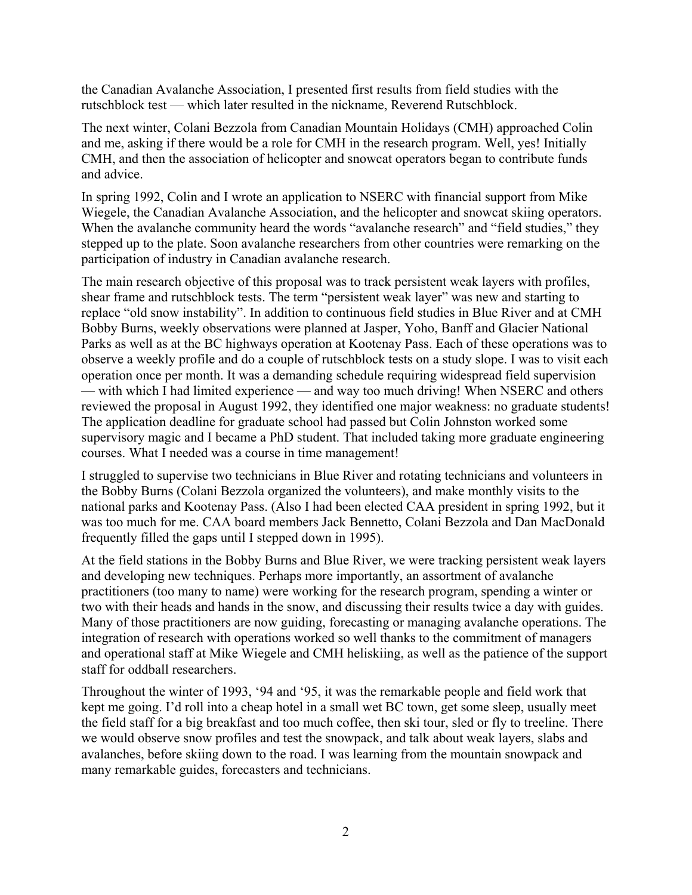the Canadian Avalanche Association, I presented first results from field studies with the rutschblock test — which later resulted in the nickname, Reverend Rutschblock.

The next winter, Colani Bezzola from Canadian Mountain Holidays (CMH) approached Colin and me, asking if there would be a role for CMH in the research program. Well, yes! Initially CMH, and then the association of helicopter and snowcat operators began to contribute funds and advice.

In spring 1992, Colin and I wrote an application to NSERC with financial support from Mike Wiegele, the Canadian Avalanche Association, and the helicopter and snowcat skiing operators. When the avalanche community heard the words "avalanche research" and "field studies," they stepped up to the plate. Soon avalanche researchers from other countries were remarking on the participation of industry in Canadian avalanche research.

The main research objective of this proposal was to track persistent weak layers with profiles, shear frame and rutschblock tests. The term "persistent weak layer" was new and starting to replace "old snow instability". In addition to continuous field studies in Blue River and at CMH Bobby Burns, weekly observations were planned at Jasper, Yoho, Banff and Glacier National Parks as well as at the BC highways operation at Kootenay Pass. Each of these operations was to observe a weekly profile and do a couple of rutschblock tests on a study slope. I was to visit each operation once per month. It was a demanding schedule requiring widespread field supervision — with which I had limited experience — and way too much driving! When NSERC and others reviewed the proposal in August 1992, they identified one major weakness: no graduate students! The application deadline for graduate school had passed but Colin Johnston worked some supervisory magic and I became a PhD student. That included taking more graduate engineering courses. What I needed was a course in time management!

I struggled to supervise two technicians in Blue River and rotating technicians and volunteers in the Bobby Burns (Colani Bezzola organized the volunteers), and make monthly visits to the national parks and Kootenay Pass. (Also I had been elected CAA president in spring 1992, but it was too much for me. CAA board members Jack Bennetto, Colani Bezzola and Dan MacDonald frequently filled the gaps until I stepped down in 1995).

At the field stations in the Bobby Burns and Blue River, we were tracking persistent weak layers and developing new techniques. Perhaps more importantly, an assortment of avalanche practitioners (too many to name) were working for the research program, spending a winter or two with their heads and hands in the snow, and discussing their results twice a day with guides. Many of those practitioners are now guiding, forecasting or managing avalanche operations. The integration of research with operations worked so well thanks to the commitment of managers and operational staff at Mike Wiegele and CMH heliskiing, as well as the patience of the support staff for oddball researchers.

Throughout the winter of 1993, '94 and '95, it was the remarkable people and field work that kept me going. I'd roll into a cheap hotel in a small wet BC town, get some sleep, usually meet the field staff for a big breakfast and too much coffee, then ski tour, sled or fly to treeline. There we would observe snow profiles and test the snowpack, and talk about weak layers, slabs and avalanches, before skiing down to the road. I was learning from the mountain snowpack and many remarkable guides, forecasters and technicians.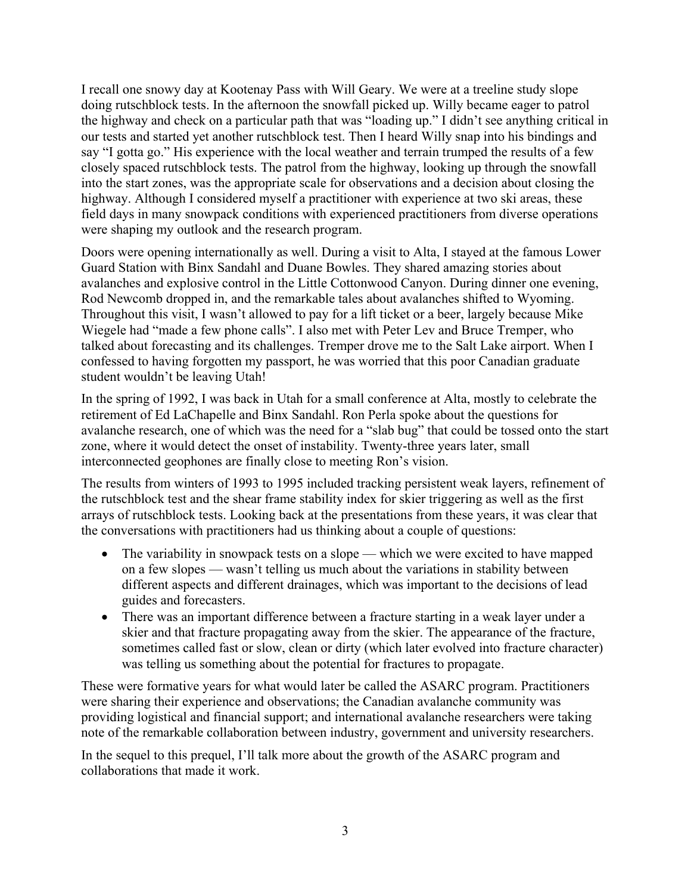I recall one snowy day at Kootenay Pass with Will Geary. We were at a treeline study slope doing rutschblock tests. In the afternoon the snowfall picked up. Willy became eager to patrol the highway and check on a particular path that was "loading up." I didn't see anything critical in our tests and started yet another rutschblock test. Then I heard Willy snap into his bindings and say "I gotta go." His experience with the local weather and terrain trumped the results of a few closely spaced rutschblock tests. The patrol from the highway, looking up through the snowfall into the start zones, was the appropriate scale for observations and a decision about closing the highway. Although I considered myself a practitioner with experience at two ski areas, these field days in many snowpack conditions with experienced practitioners from diverse operations were shaping my outlook and the research program.

Doors were opening internationally as well. During a visit to Alta, I stayed at the famous Lower Guard Station with Binx Sandahl and Duane Bowles. They shared amazing stories about avalanches and explosive control in the Little Cottonwood Canyon. During dinner one evening, Rod Newcomb dropped in, and the remarkable tales about avalanches shifted to Wyoming. Throughout this visit, I wasn't allowed to pay for a lift ticket or a beer, largely because Mike Wiegele had "made a few phone calls". I also met with Peter Lev and Bruce Tremper, who talked about forecasting and its challenges. Tremper drove me to the Salt Lake airport. When I confessed to having forgotten my passport, he was worried that this poor Canadian graduate student wouldn't be leaving Utah!

In the spring of 1992, I was back in Utah for a small conference at Alta, mostly to celebrate the retirement of Ed LaChapelle and Binx Sandahl. Ron Perla spoke about the questions for avalanche research, one of which was the need for a "slab bug" that could be tossed onto the start zone, where it would detect the onset of instability. Twenty-three years later, small interconnected geophones are finally close to meeting Ron's vision.

The results from winters of 1993 to 1995 included tracking persistent weak layers, refinement of the rutschblock test and the shear frame stability index for skier triggering as well as the first arrays of rutschblock tests. Looking back at the presentations from these years, it was clear that the conversations with practitioners had us thinking about a couple of questions:

- The variability in snowpack tests on a slope — which we were excited to have mapped on a few slopes — wasn't telling us much about the variations in stability between different aspects and different drainages, which was important to the decisions of lead guides and forecasters.
- There was an important difference between a fracture starting in a weak layer under a skier and that fracture propagating away from the skier. The appearance of the fracture, sometimes called fast or slow, clean or dirty (which later evolved into fracture character) was telling us something about the potential for fractures to propagate.

These were formative years for what would later be called the ASARC program. Practitioners were sharing their experience and observations; the Canadian avalanche community was providing logistical and financial support; and international avalanche researchers were taking note of the remarkable collaboration between industry, government and university researchers.

In the sequel to this prequel, I'll talk more about the growth of the ASARC program and collaborations that made it work.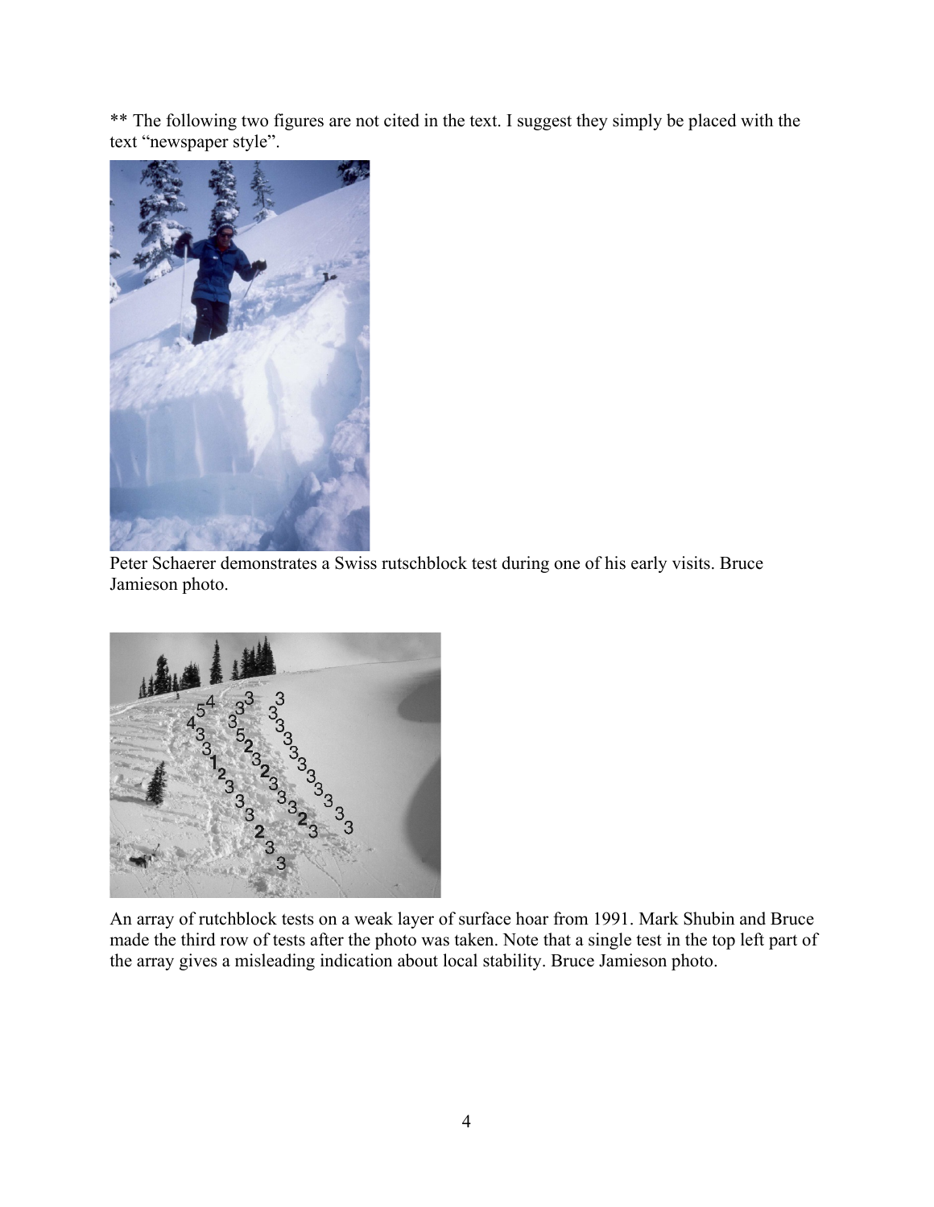** The following two figures are not cited in the text. I suggest they simply be placed with the text "newspaper style".

Peter Schaerer demonstrates a Swiss rutschblock test during one of his early visits. Bruce Jamieson photo.

An array of rutchblock tests on a weak layer of surface hoar from 1991. Mark Shubin and Bruce made the third row of tests after the photo was taken. Note that a single test in the top left part of the array gives a misleading indication about local stability. Bruce Jamieson photo.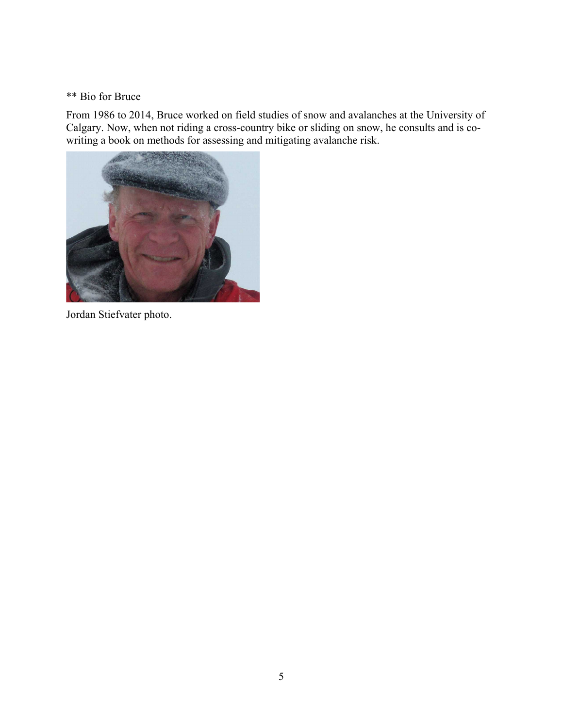** Bio for Bruce

From 1986 to 2014, Bruce worked on field studies of snow and avalanches at the University of Calgary. Now, when not riding a cross-country bike or sliding on snow, he consults and is co-writing a book on methods for assessing and mitigating avalanche risk.

Jordan Stiefvater photo.